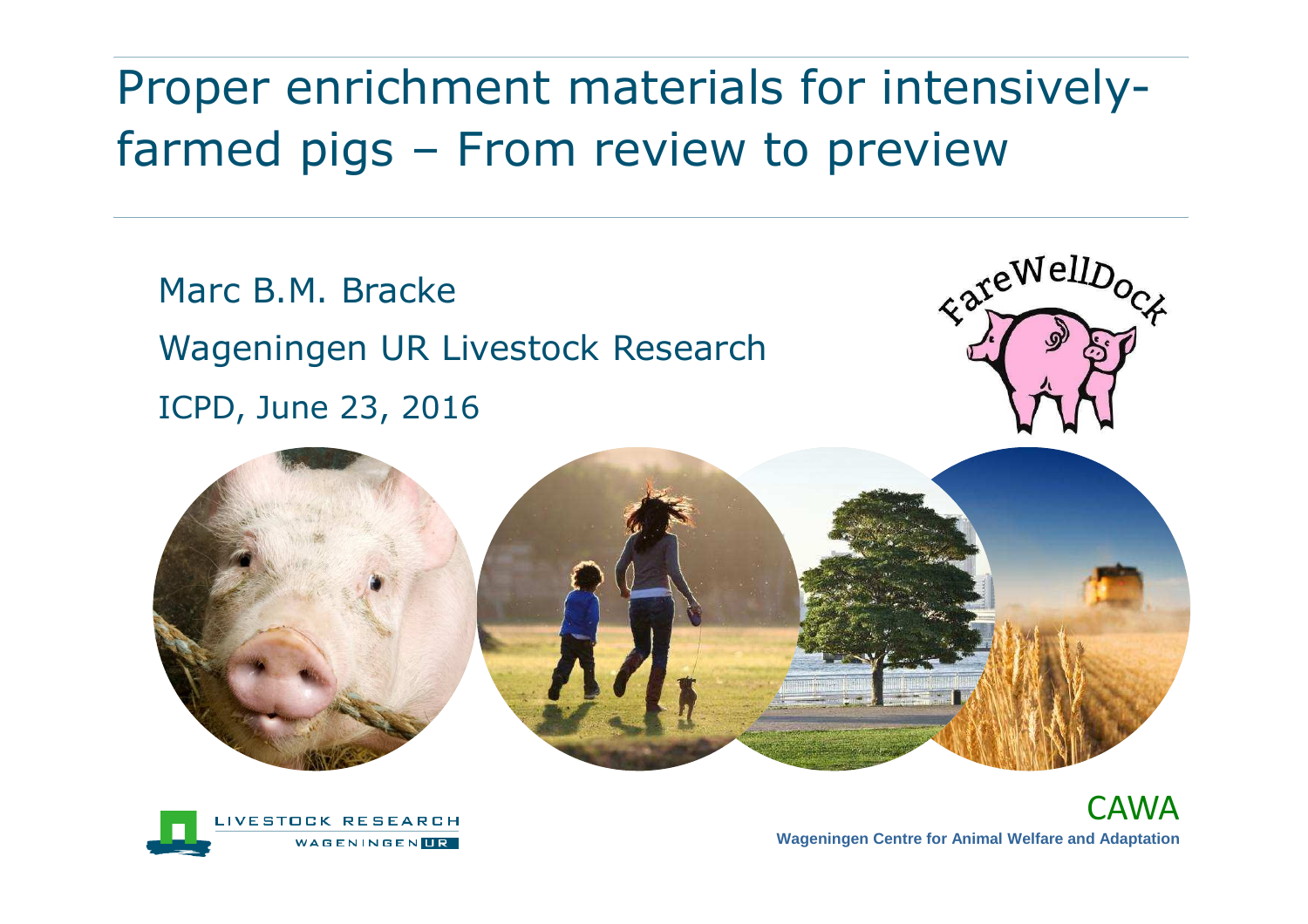# Proper enrichment materials for intensively-farmed pigs – From review to preview

Marc B.M. Bracke

Wageningen UR Livestock Research

ICPD, June 23, 2016

FareWellDock

LIVESTOCK RESEARCH

WAGENINGEN UR

CAWA

**Wageningen Centre for Animal Welfare and Adaptation**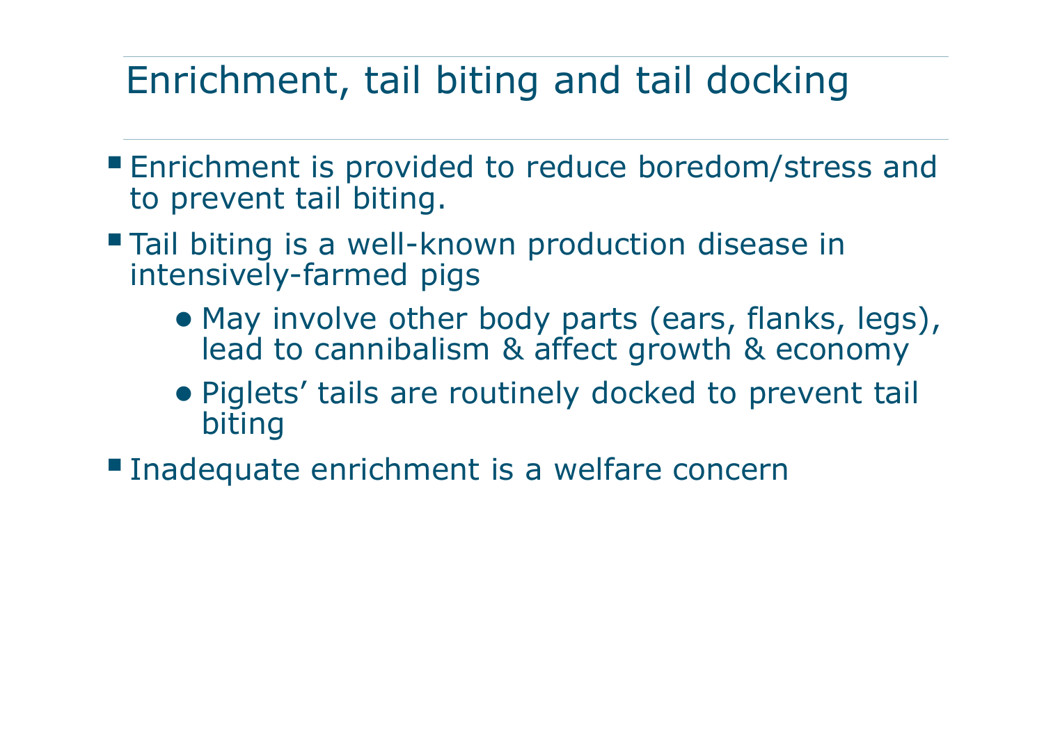# Enrichment, tail biting and tail docking

- Enrichment is provided to reduce boredom/stress and to prevent tail biting.
- Tail biting is a well-known production disease in intensively-farmed pigs
  - May involve other body parts (ears, flanks, legs), lead to cannibalism & affect growth & economy
  - Piglets' tails are routinely docked to prevent tail biting
- Inadequate enrichment is a welfare concern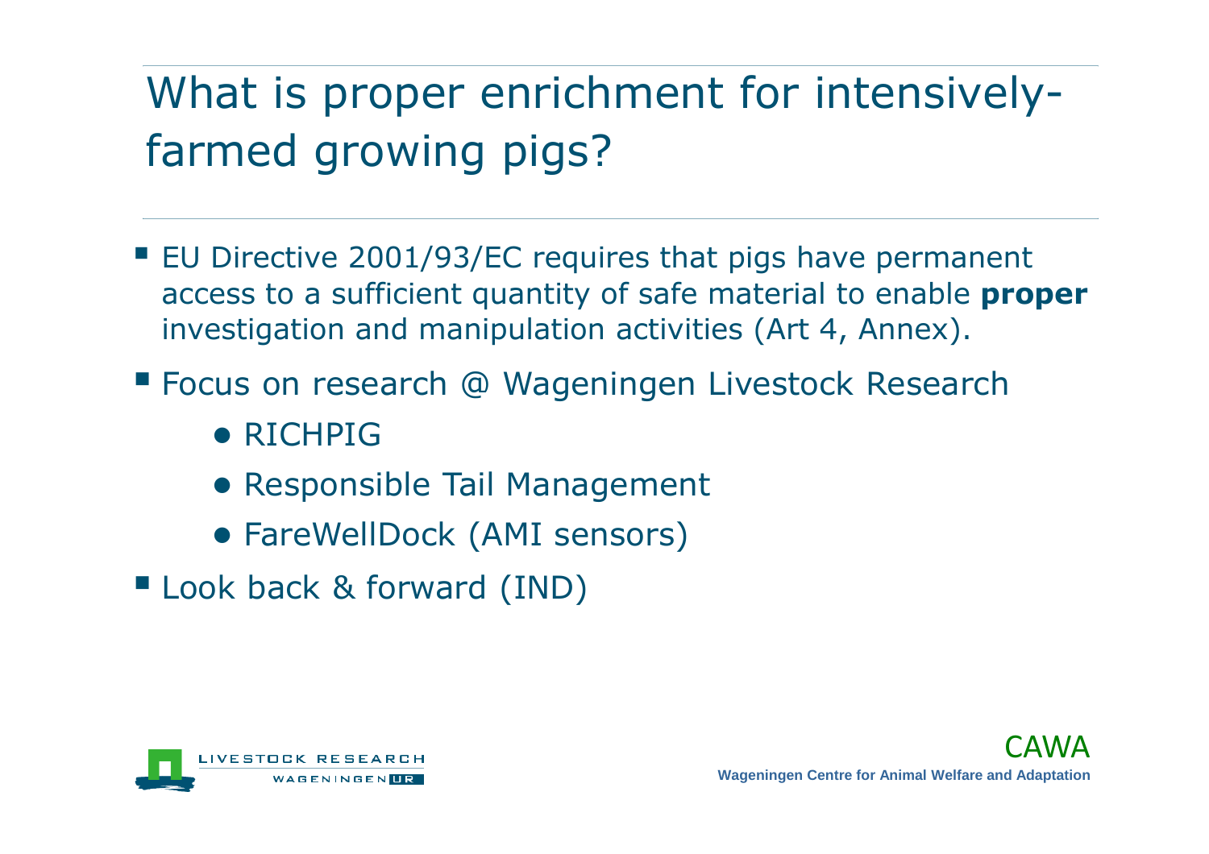# What is proper enrichment for intensively-farmed growing pigs?

- EU Directive 2001/93/EC requires that pigs have permanent access to a sufficient quantity of safe material to enable **proper** investigation and manipulation activities (Art 4, Annex).
- Focus on research @ Wageningen Livestock Research
  - RICHPIG
  - Responsible Tail Management
  - FareWellDock (AMI sensors)
- Look back & forward (IND)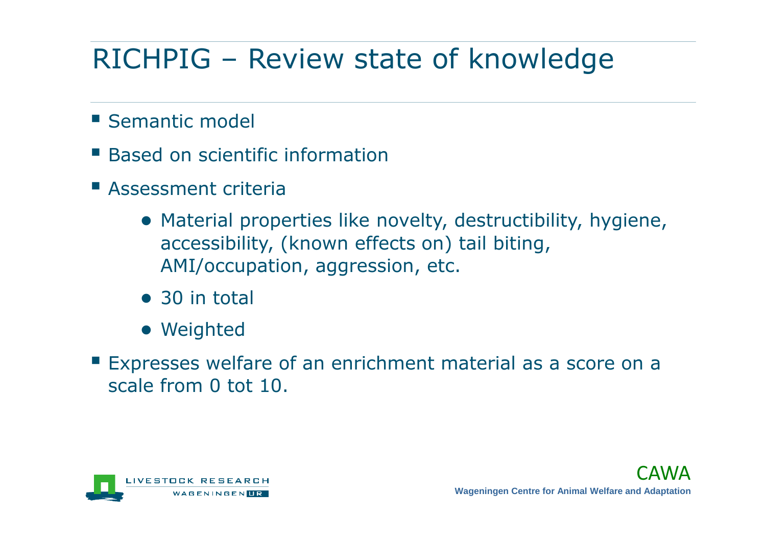# RICHPIG – Review state of knowledge

- Semantic model
- Based on scientific information
- Assessment criteria
  - Material properties like novelty, destructibility, hygiene, accessibility, (known effects on) tail biting, AMI/occupation, aggression, etc.
  - 30 in total
  - Weighted
- Expresses welfare of an enrichment material as a score on a scale from 0 tot 10.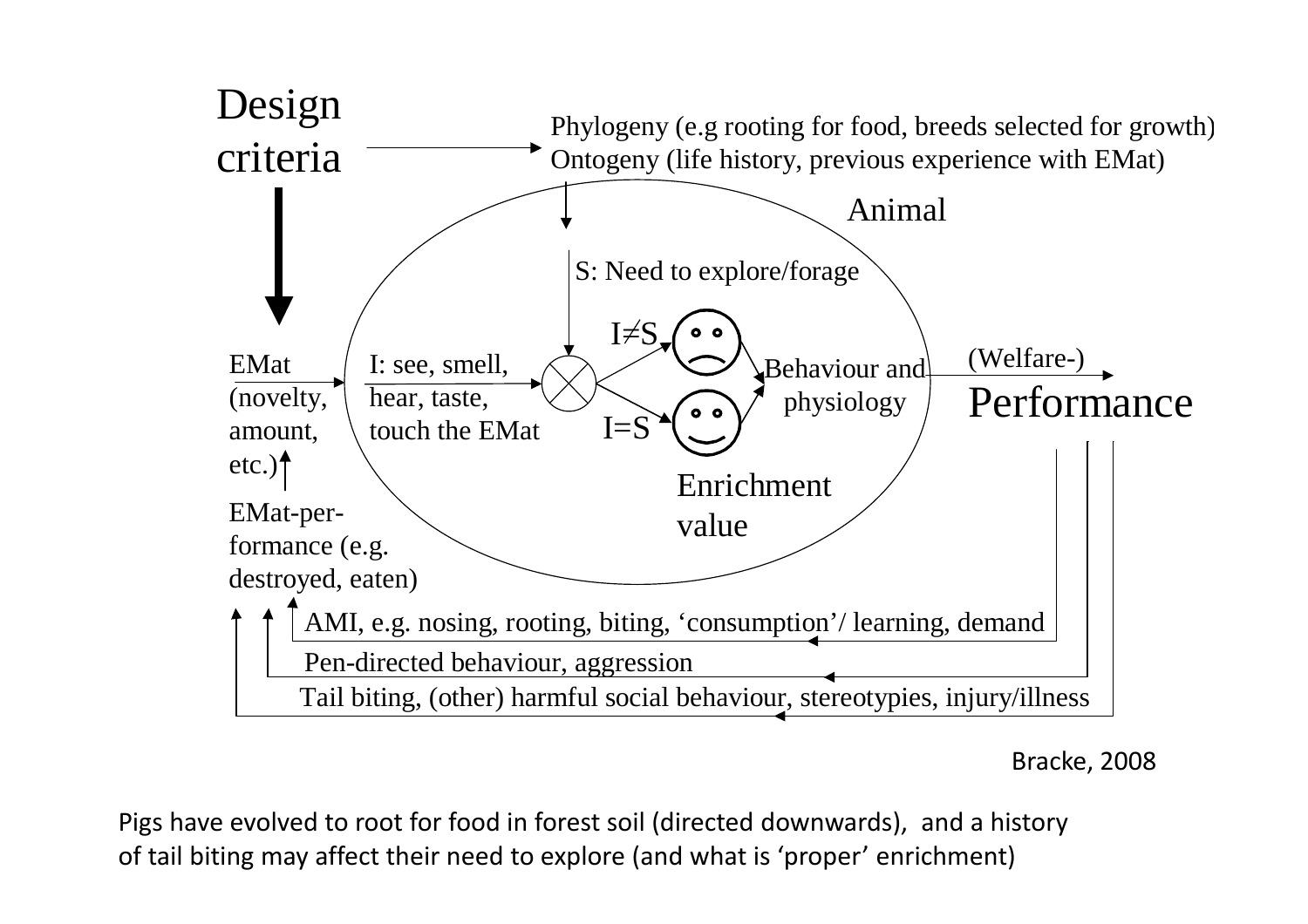Design criteria

Phylogeny (e.g rooting for food, breeds selected for growth)
Ontogeny (life history, previous experience with EMat)

Animal

S: Need to explore/forage

I≠S

I=S

EMat (novelty, amount, etc.)

I: see, smell, hear, taste, touch the EMat

Behaviour and physiology

Enrichment value

(Welfare-) Performance

EMat-per-formance (e.g. destroyed, eaten)

AMI, e.g. nosing, rooting, biting, 'consumption'/ learning, demand

Pen-directed behaviour, aggression

Tail biting, (other) harmful social behaviour, stereotypies, injury/illness

Bracke, 2008

Pigs have evolved to root for food in forest soil (directed downwards), and a history of tail biting may affect their need to explore (and what is 'proper' enrichment)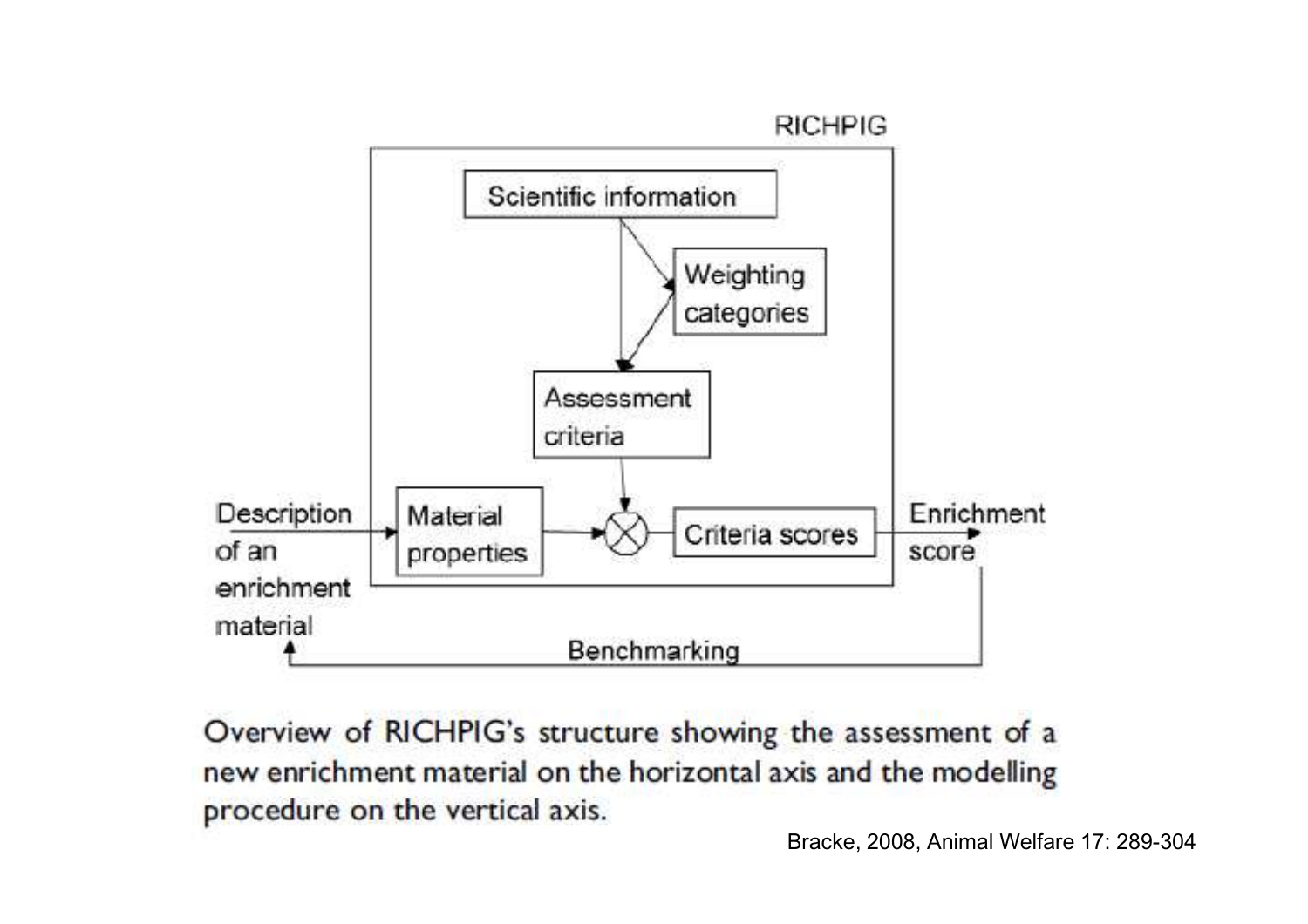RICHPIG

Scientific information

Weighting categories

Assessment criteria

Description of an enrichment material

Material properties

Criteria scores

Enrichment score

Benchmarking

Overview of RICHPIG's structure showing the assessment of a new enrichment material on the horizontal axis and the modelling procedure on the vertical axis.

Bracke, 2008, Animal Welfare 17: 289-304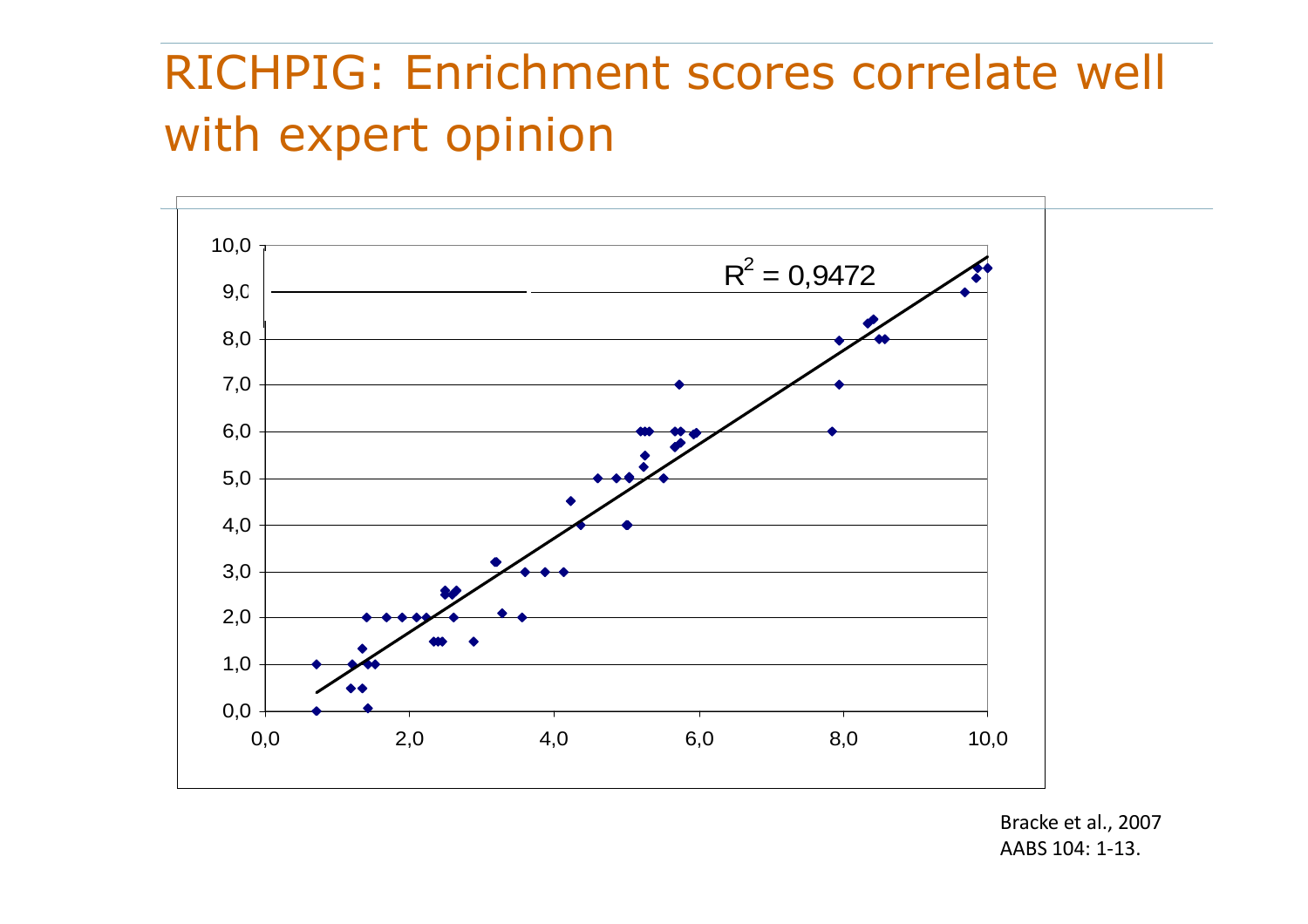# RICHPIG: Enrichment scores correlate well with expert opinion

$R^2 = 0,9472$

Bracke et al., 2007
AABS 104: 1-13.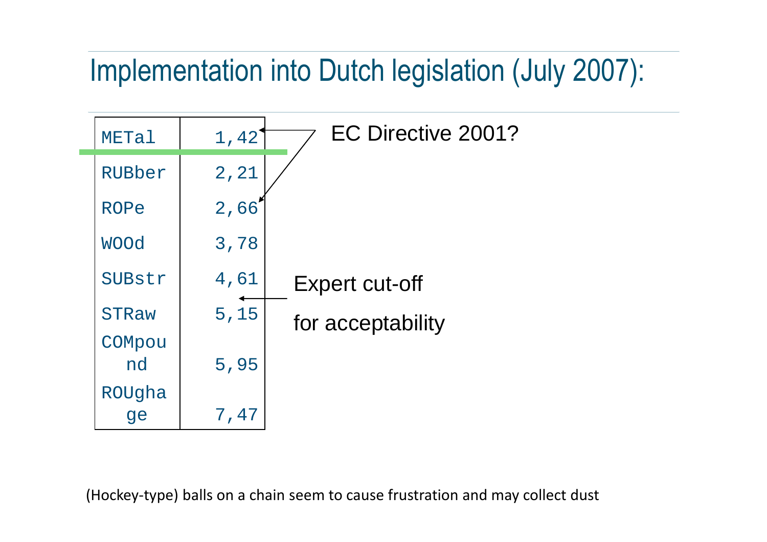# Implementation into Dutch legislation (July 2007):

| | |
|---|---|
| METal | 1,42 |
| RUBber | 2,21 |
| ROPe | 2,66 |
| WOOd | 3,78 |
| SUBstr | 4,61 |
| STRaw | 5,15 |
| COMpound | 5,95 |
| ROUghage | 7,47 |

EC Directive 2001?

Expert cut-off for acceptability

(Hockey-type) balls on a chain seem to cause frustration and may collect dust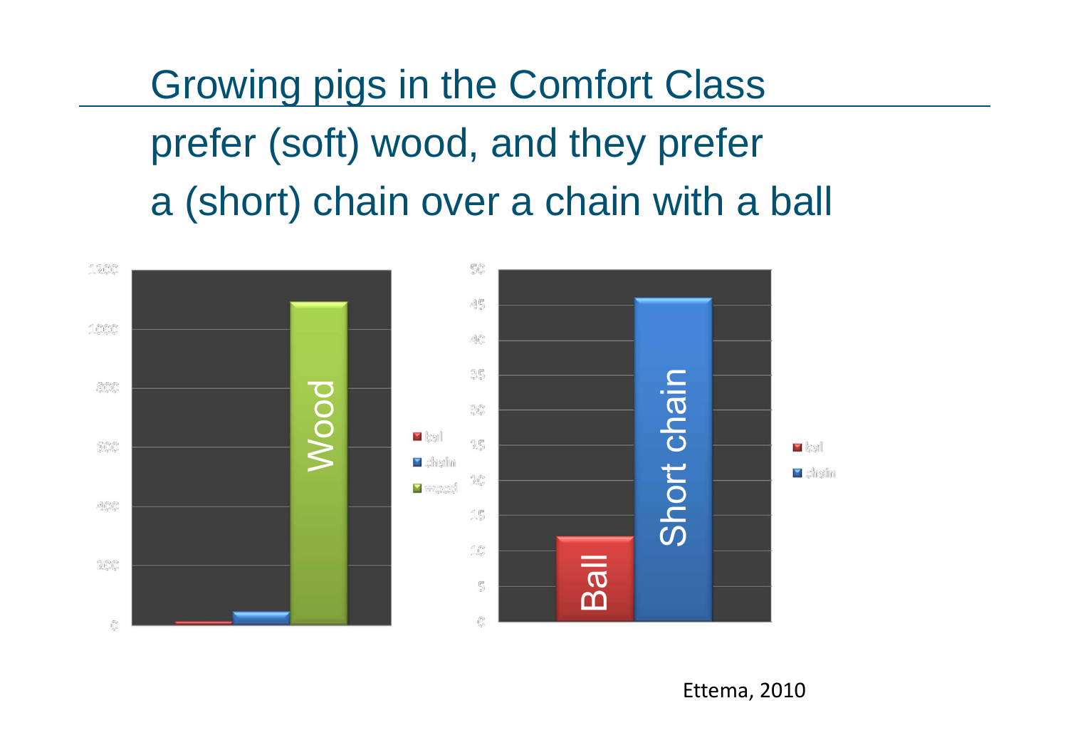# Growing pigs in the Comfort Class

prefer (soft) wood, and they prefer a (short) chain over a chain with a ball

Ettema, 2010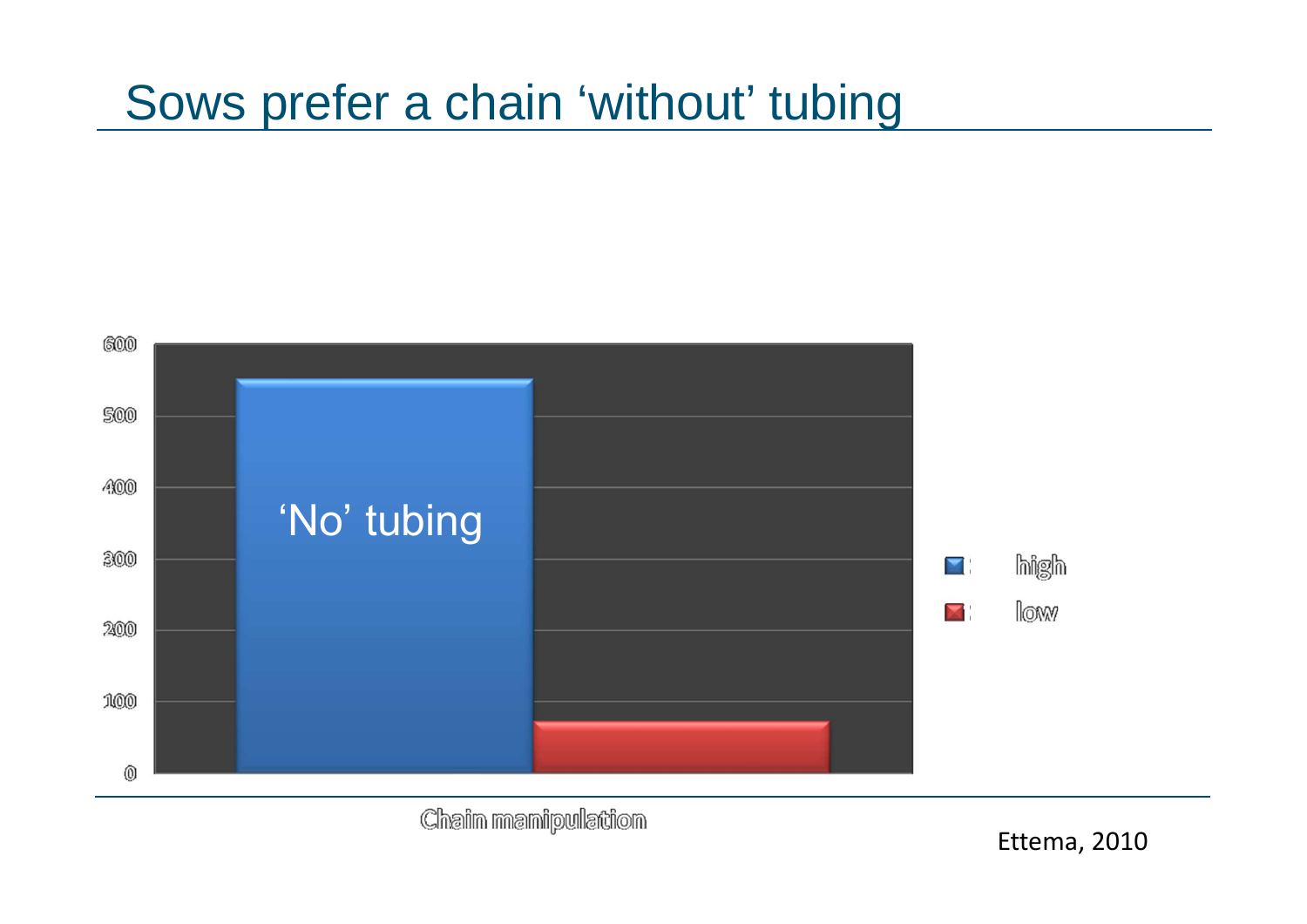# Sows prefer a chain 'without' tubing

600

500

400

300

200

100

0

'No' tubing

high

low

Chain manipulation

Ettema, 2010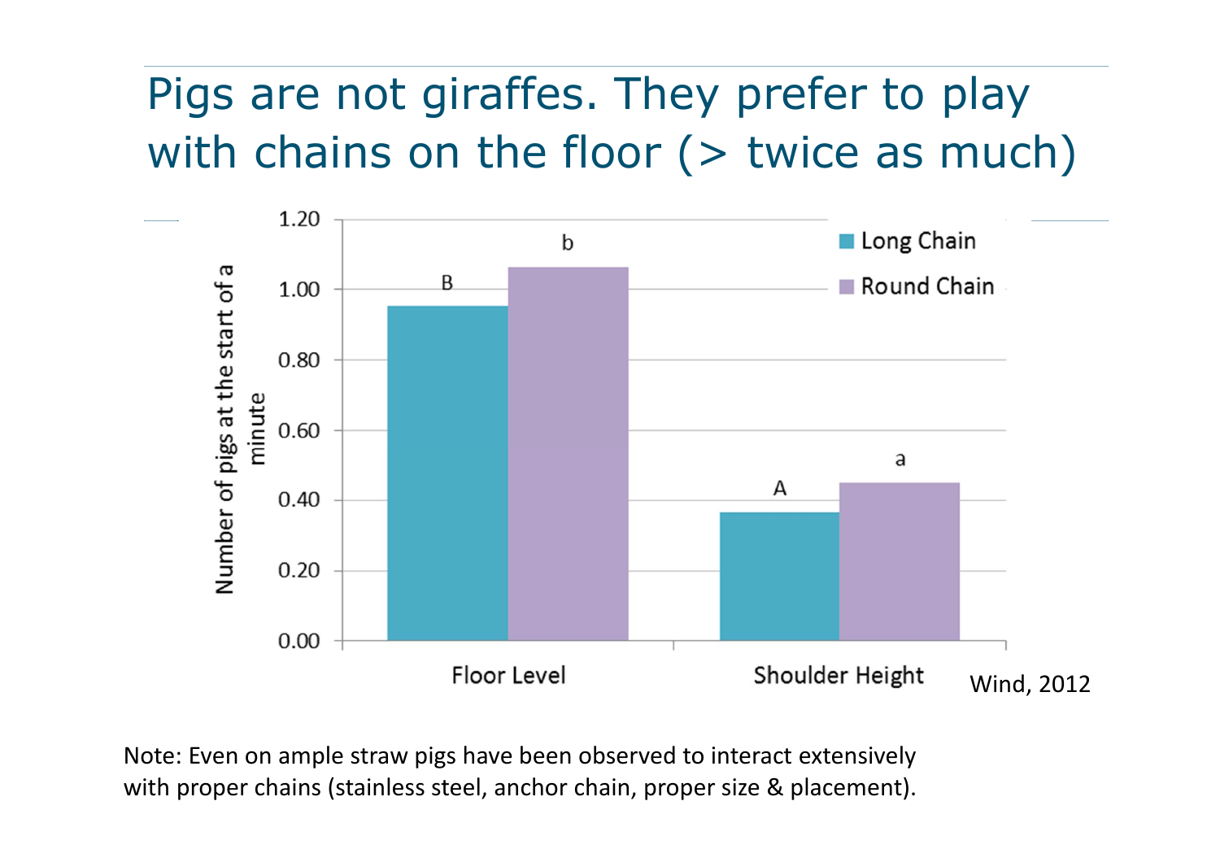# Pigs are not giraffes. They prefer to play with chains on the floor (> twice as much)

| | Long Chain | Round Chain |
|---|---|---|
| Floor Level | 0.95 (B) | 1.06 (b) |
| Shoulder Height | 0.37 (A) | 0.45 (a) |

Number of pigs at the start of a minute

Wind, 2012

Note: Even on ample straw pigs have been observed to interact extensively with proper chains (stainless steel, anchor chain, proper size & placement).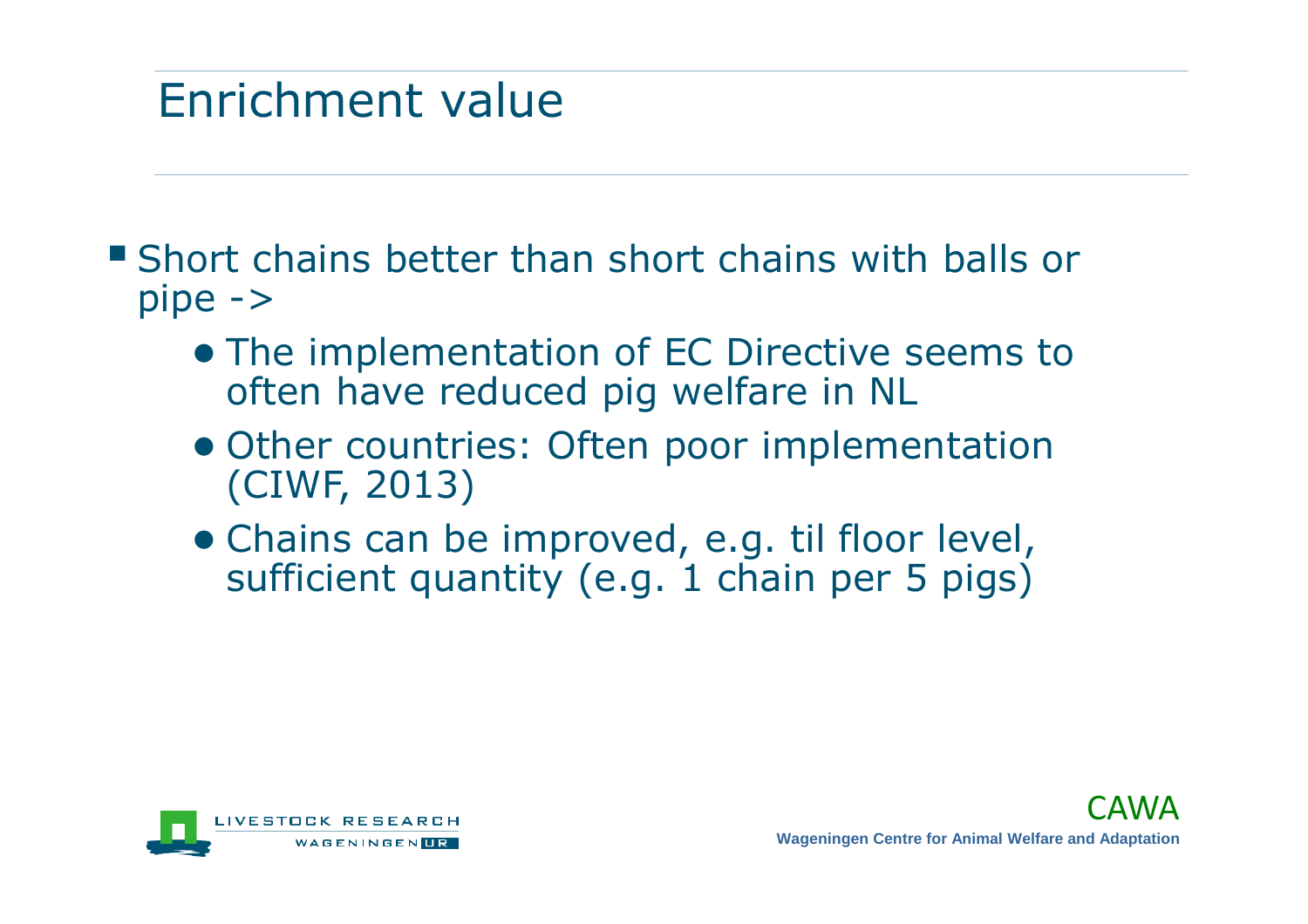# Enrichment value

- Short chains better than short chains with balls or pipe ->
  - The implementation of EC Directive seems to often have reduced pig welfare in NL
  - Other countries: Often poor implementation (CIWF, 2013)
  - Chains can be improved, e.g. til floor level, sufficient quantity (e.g. 1 chain per 5 pigs)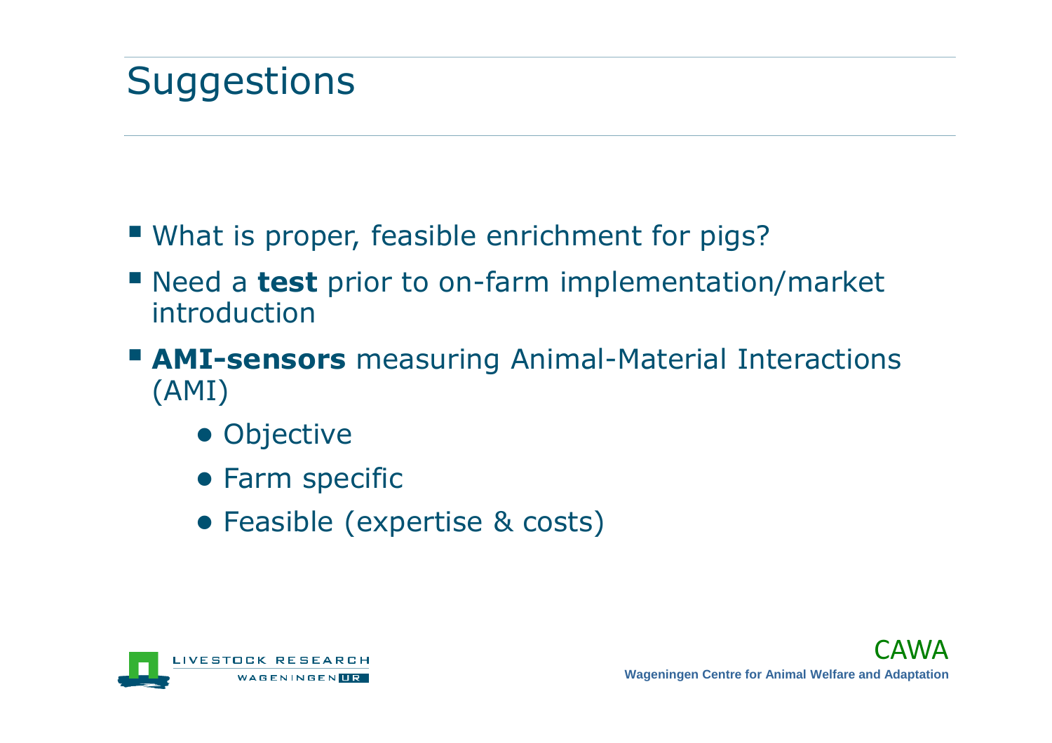# Suggestions

- What is proper, feasible enrichment for pigs?
- Need a **test** prior to on-farm implementation/market introduction
- **AMI-sensors** measuring Animal-Material Interactions (AMI)
  - Objective
  - Farm specific
  - Feasible (expertise & costs)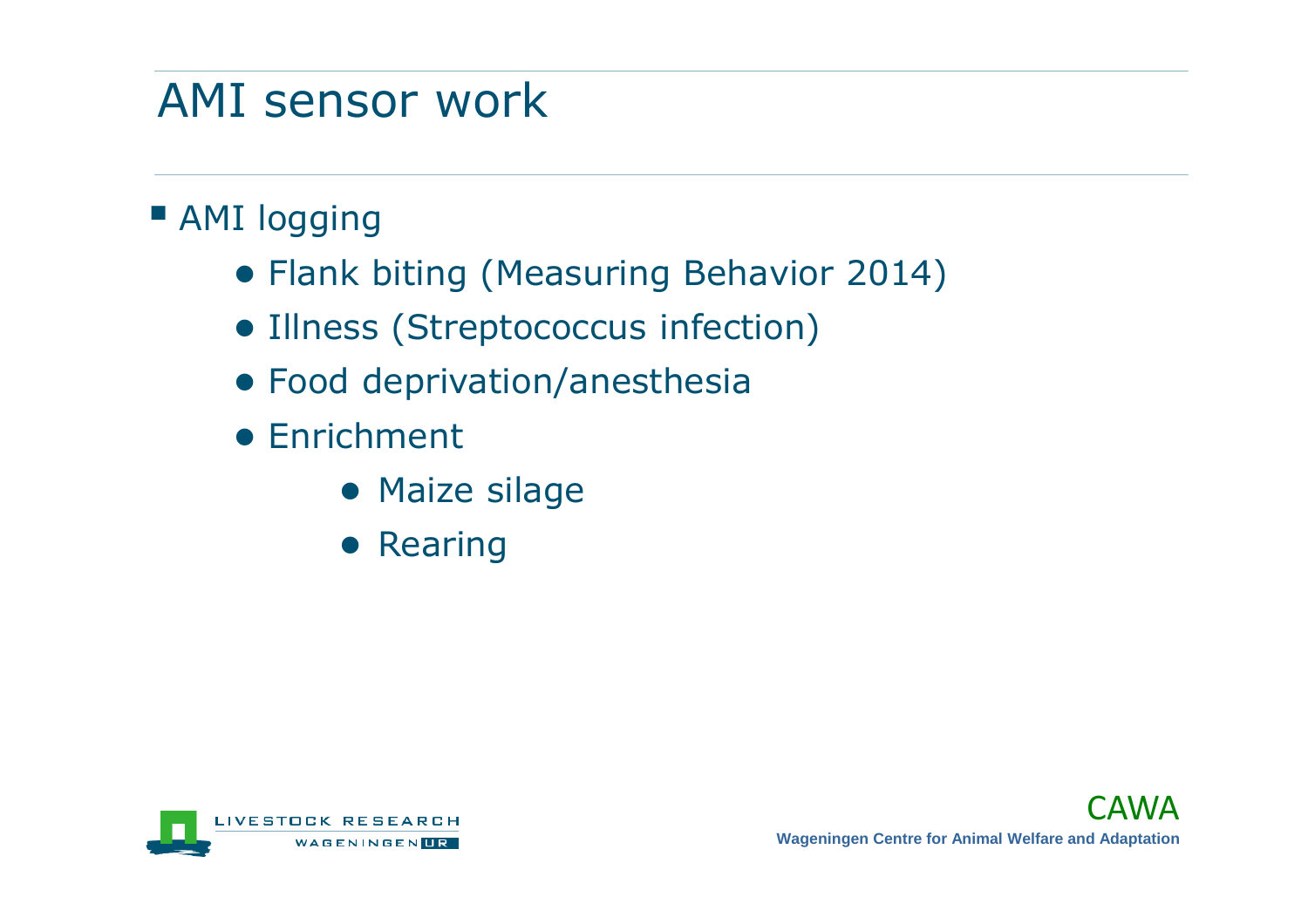# AMI sensor work

- AMI logging
  - Flank biting (Measuring Behavior 2014)
  - Illness (Streptococcus infection)
  - Food deprivation/anesthesia
  - Enrichment
    - Maize silage
    - Rearing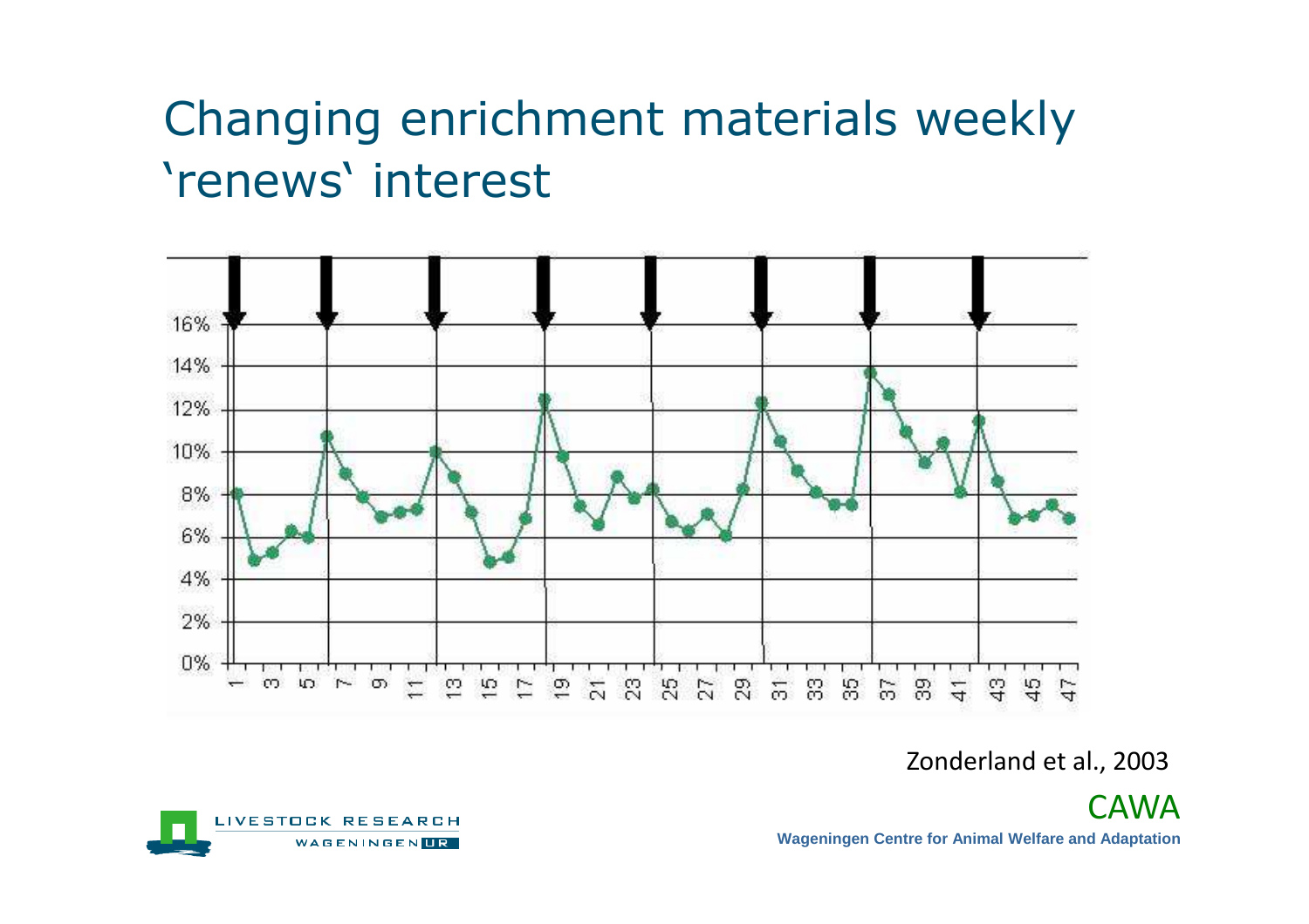# Changing enrichment materials weekly 'renews' interest

Zonderland et al., 2003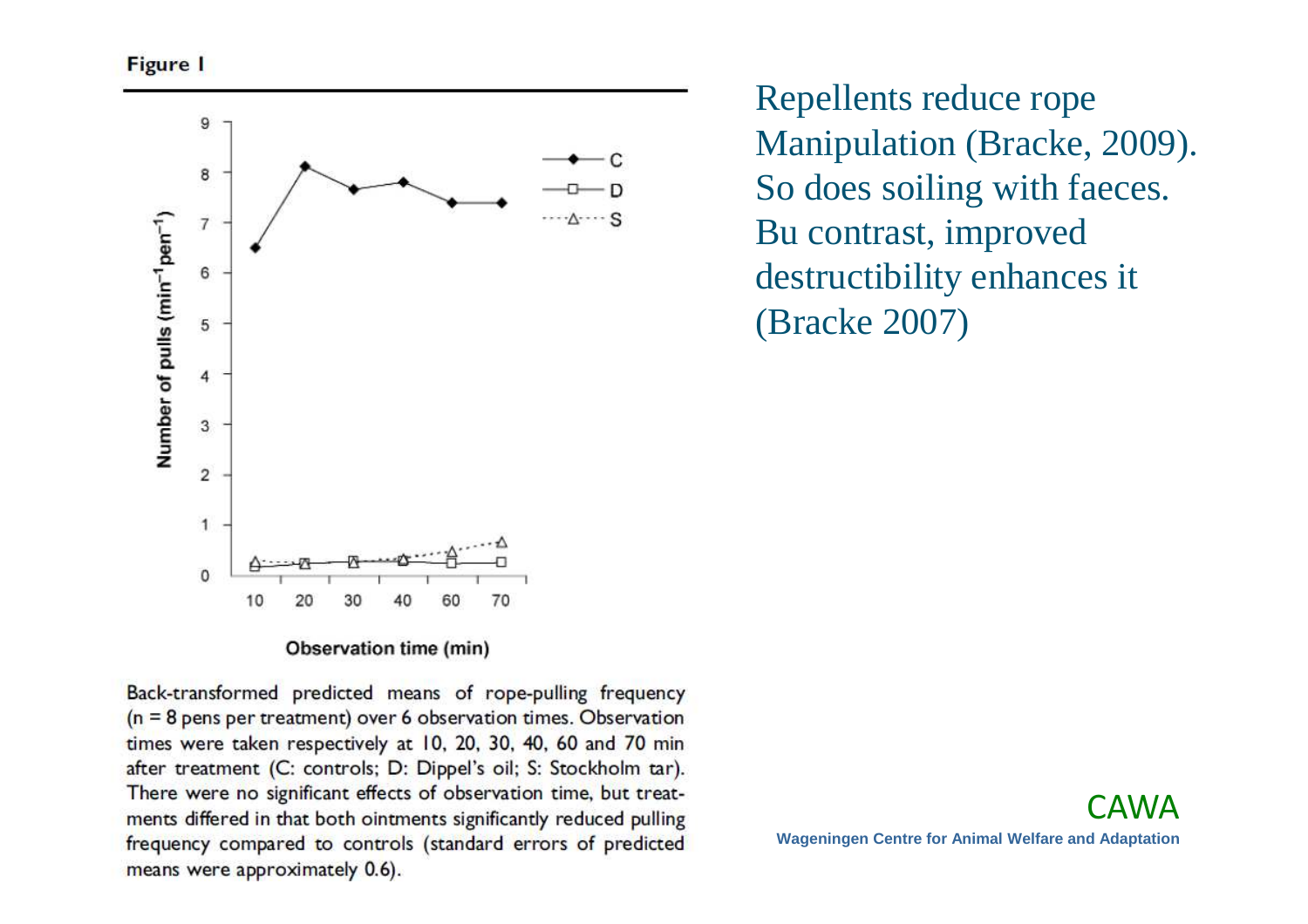**Figure 1**

Back-transformed predicted means of rope-pulling frequency (n = 8 pens per treatment) over 6 observation times. Observation times were taken respectively at 10, 20, 30, 40, 60 and 70 min after treatment (C: controls; D: Dippel's oil; S: Stockholm tar). There were no significant effects of observation time, but treatments differed in that both ointments significantly reduced pulling frequency compared to controls (standard errors of predicted means were approximately 0.6).

Repellents reduce rope Manipulation (Bracke, 2009). So does soiling with faeces. Bu contrast, improved destructibility enhances it (Bracke 2007)

CAWA

Wageningen Centre for Animal Welfare and Adaptation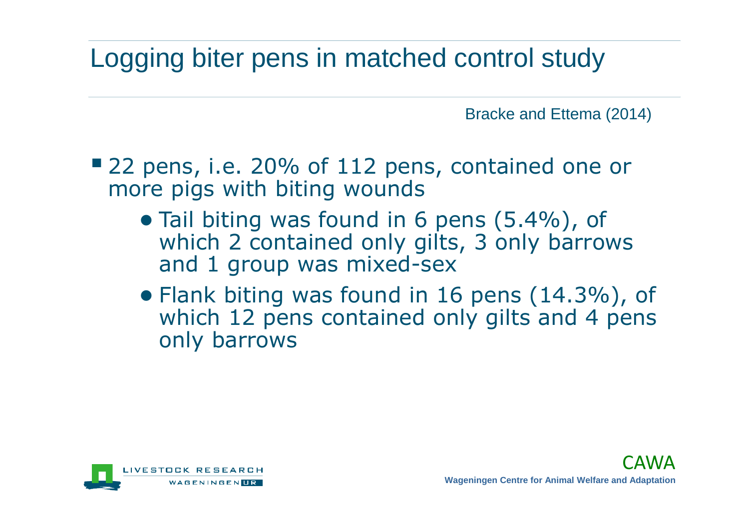# Logging biter pens in matched control study

Bracke and Ettema (2014)

- 22 pens, i.e. 20% of 112 pens, contained one or more pigs with biting wounds
  - Tail biting was found in 6 pens (5.4%), of which 2 contained only gilts, 3 only barrows and 1 group was mixed-sex
  - Flank biting was found in 16 pens (14.3%), of which 12 pens contained only gilts and 4 pens only barrows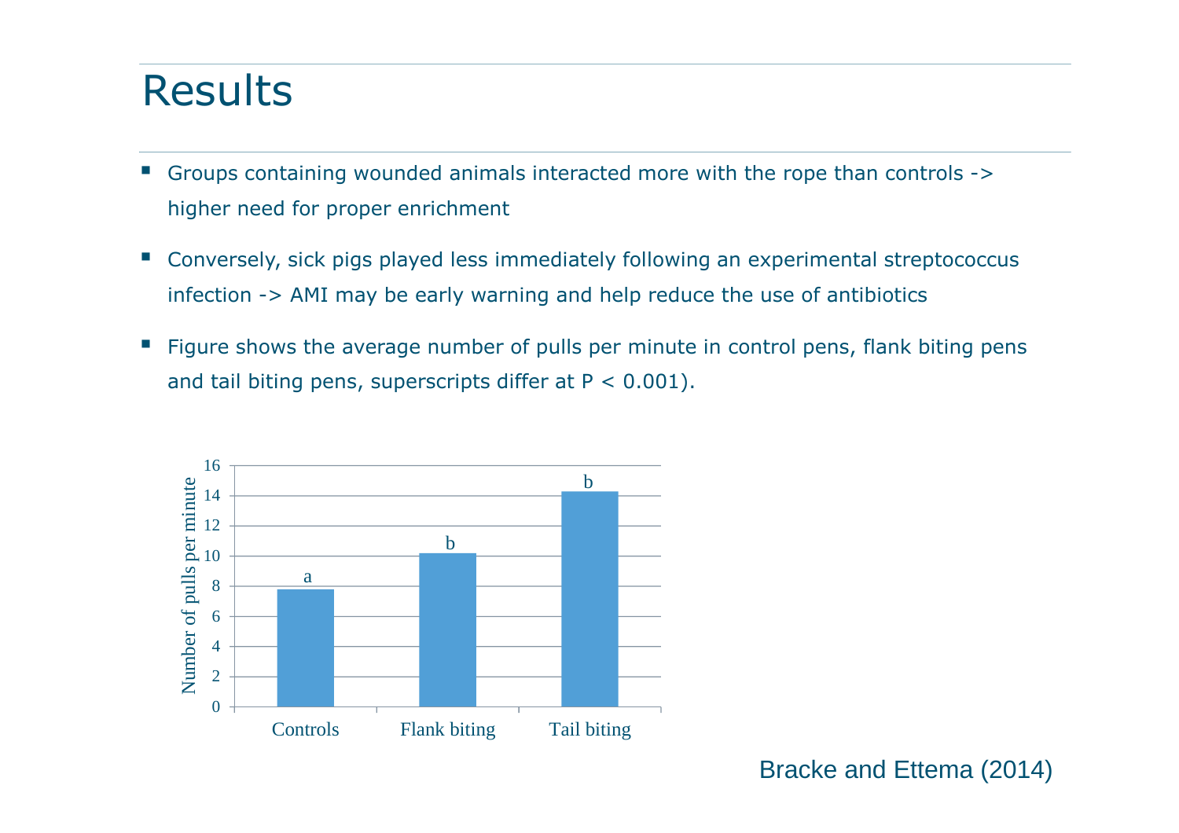# Results

- Groups containing wounded animals interacted more with the rope than controls -> higher need for proper enrichment
- Conversely, sick pigs played less immediately following an experimental streptococcus infection -> AMI may be early warning and help reduce the use of antibiotics
- Figure shows the average number of pulls per minute in control pens, flank biting pens and tail biting pens, superscripts differ at $P < 0.001$).

| | Number of pulls per minute |
|---|---|
| Controls | ~7.8 (a) |
| Flank biting | ~10.2 (b) |
| Tail biting | ~14.3 (b) |

Bracke and Ettema (2014)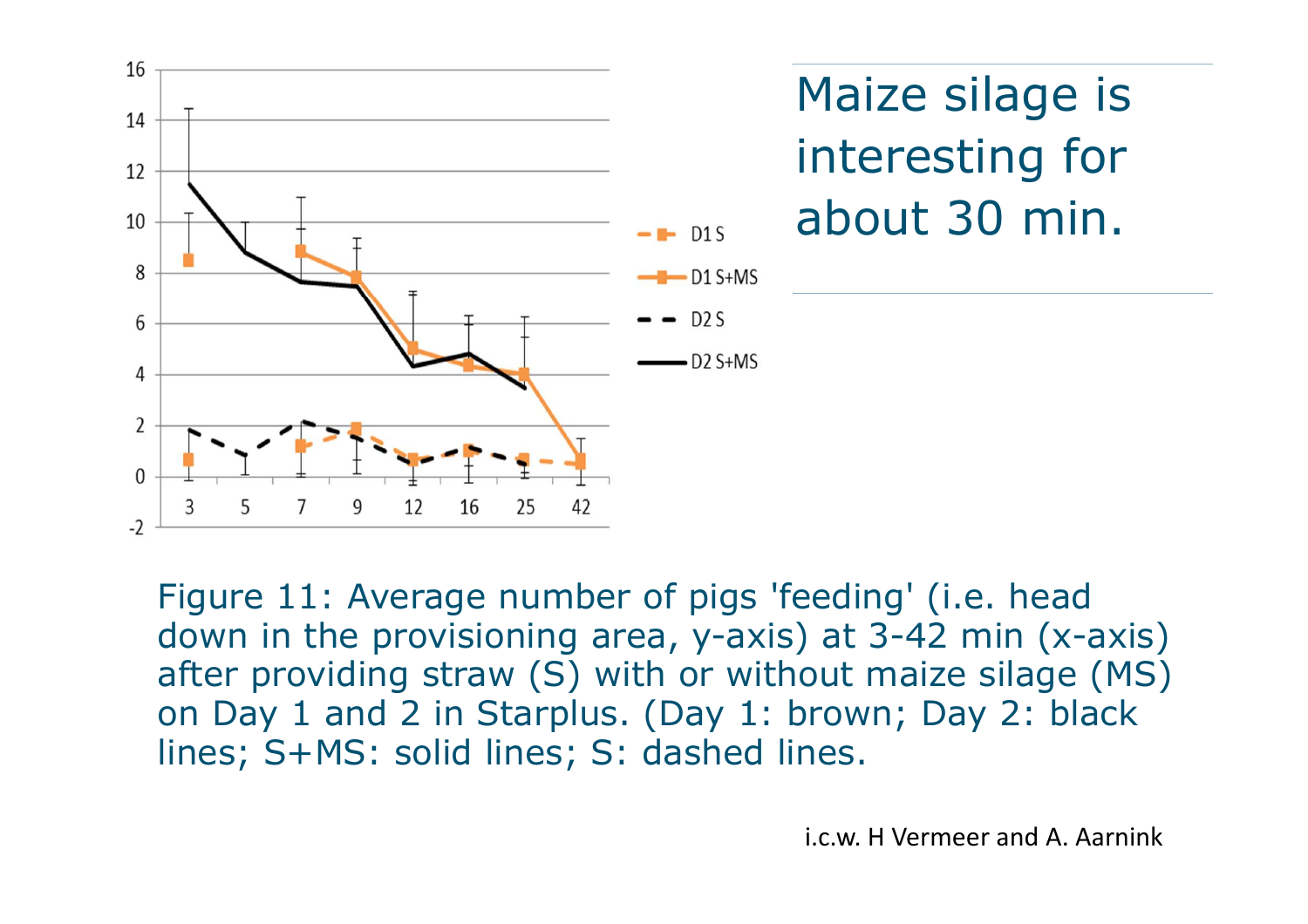# Maize silage is interesting for about 30 min.

Figure 11: Average number of pigs 'feeding' (i.e. head down in the provisioning area, y-axis) at 3-42 min (x-axis) after providing straw (S) with or without maize silage (MS) on Day 1 and 2 in Starplus. (Day 1: brown; Day 2: black lines; S+MS: solid lines; S: dashed lines.

i.c.w. H Vermeer and A. Aarnink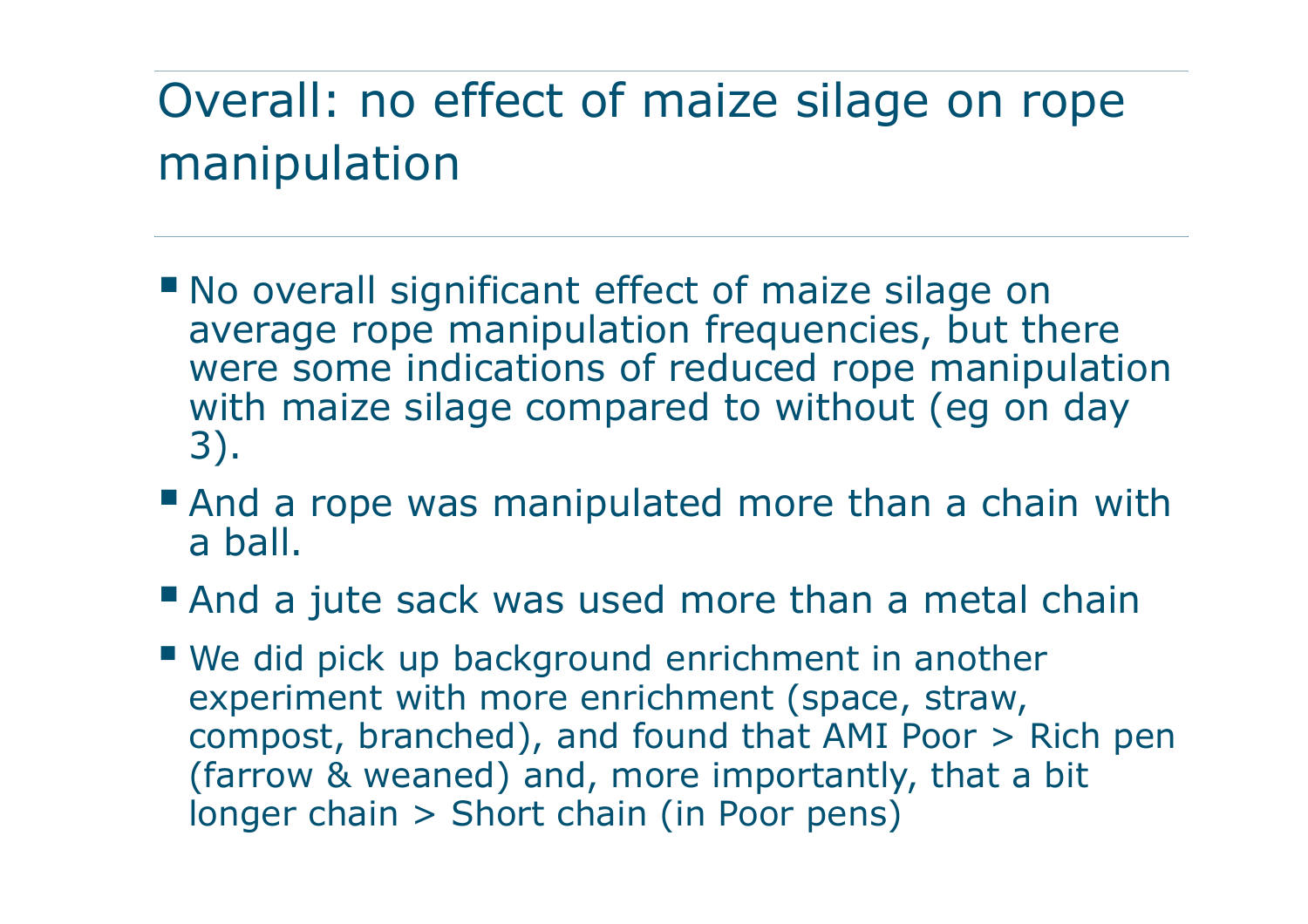# Overall: no effect of maize silage on rope manipulation

- No overall significant effect of maize silage on average rope manipulation frequencies, but there were some indications of reduced rope manipulation with maize silage compared to without (eg on day 3).
- And a rope was manipulated more than a chain with a ball.
- And a jute sack was used more than a metal chain
- We did pick up background enrichment in another experiment with more enrichment (space, straw, compost, branched), and found that AMI Poor > Rich pen (farrow & weaned) and, more importantly, that a bit longer chain > Short chain (in Poor pens)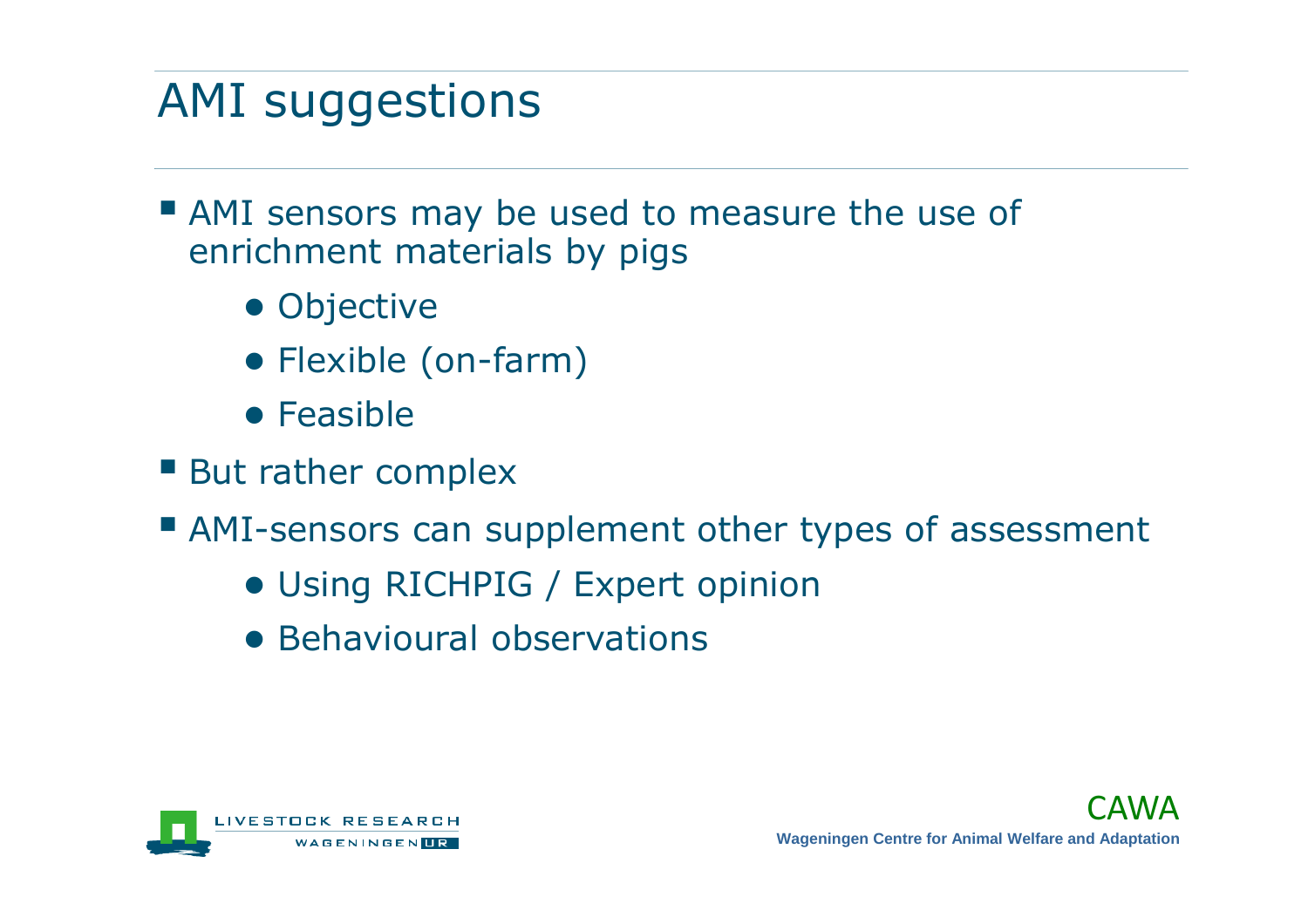# AMI suggestions

- AMI sensors may be used to measure the use of enrichment materials by pigs
  - Objective
  - Flexible (on-farm)
  - Feasible
- But rather complex
- AMI-sensors can supplement other types of assessment
  - Using RICHPIG / Expert opinion
  - Behavioural observations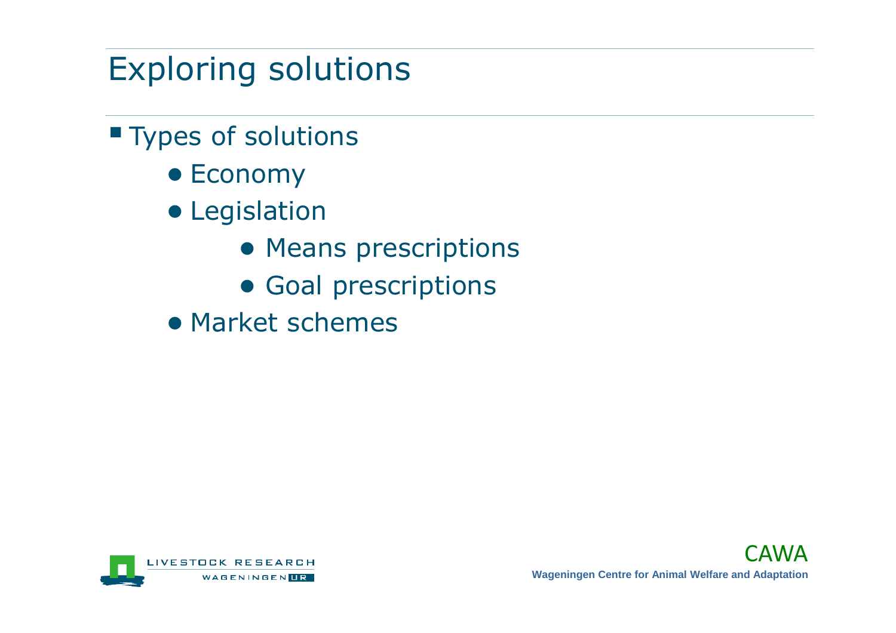# Exploring solutions

- Types of solutions
  - Economy
  - Legislation
    - Means prescriptions
    - Goal prescriptions
  - Market schemes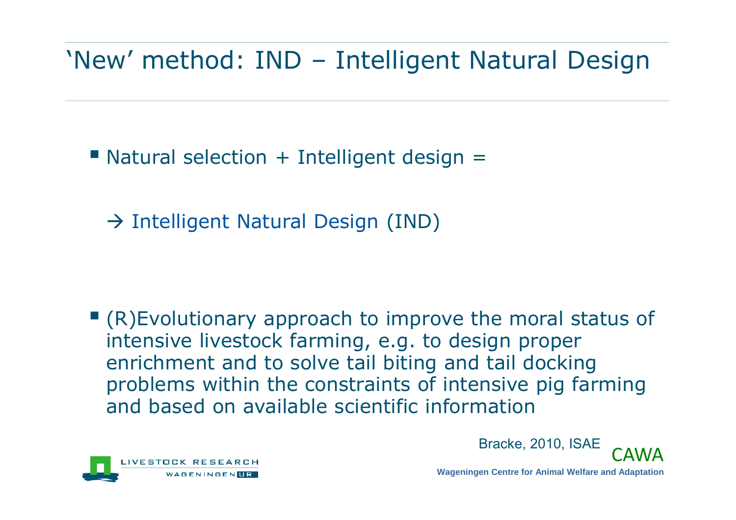# 'New' method: IND – Intelligent Natural Design

- Natural selection + Intelligent design =

  → Intelligent Natural Design (IND)

- (R)Evolutionary approach to improve the moral status of intensive livestock farming, e.g. to design proper enrichment and to solve tail biting and tail docking problems within the constraints of intensive pig farming and based on available scientific information

Bracke, 2010, ISAE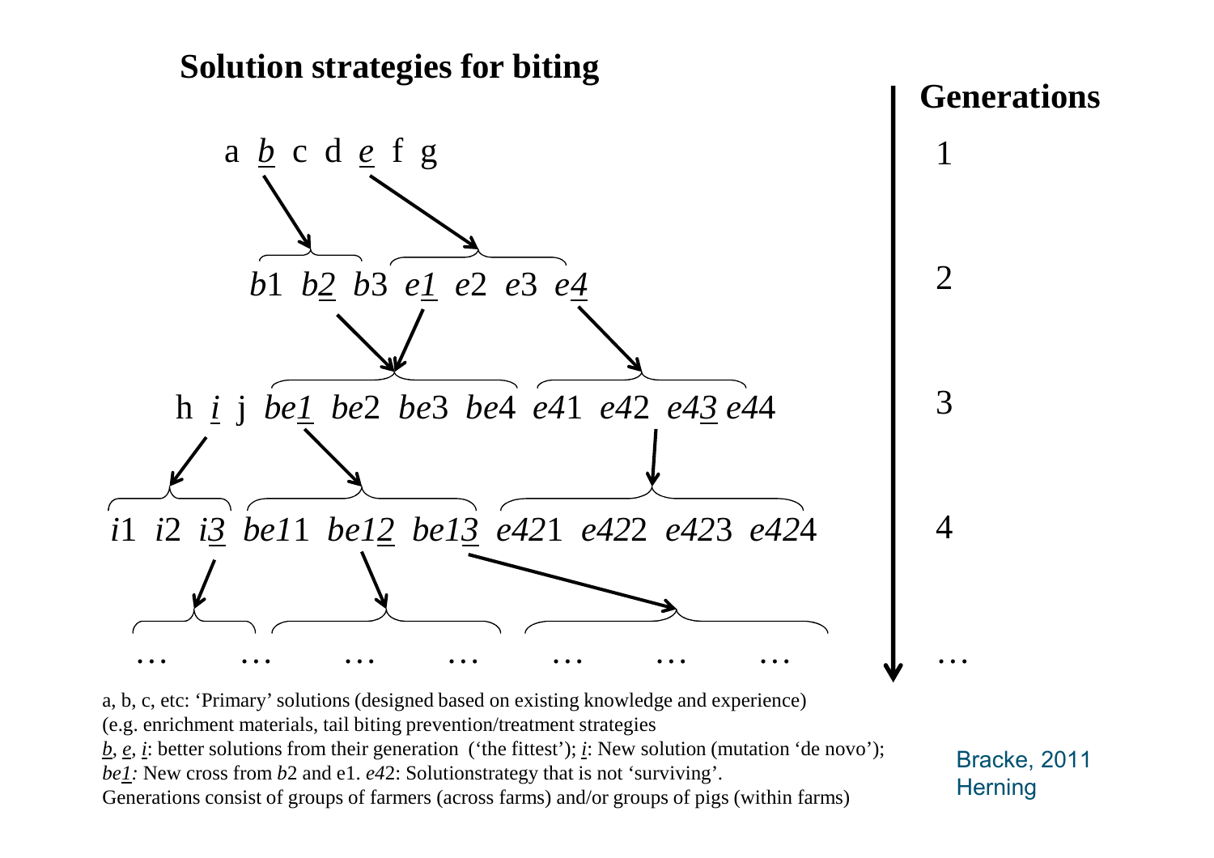## Solution strategies for biting

**Generations**

1: a *b* c d *e* f g

2: *b*1 *b2* *b*3 *e1* *e*2 *e*3 *e4*

3: h *i* j *be1* *be*2 *be*3 *be*4 *e4*1 *e4*2 *e43* *e4*4

4: *i*1 *i*2 *i3* *be1*1 *be12* *be13* *e42*1 *e42*2 *e42*3 *e42*4

…: … … … … … … …

a, b, c, etc: 'Primary' solutions (designed based on existing knowledge and experience) (e.g. enrichment materials, tail biting prevention/treatment strategies
*b*, *e*, *i*: better solutions from their generation ('the fittest'); *i*: New solution (mutation 'de novo');
*be1*: New cross from *b*2 and e1. *e4*2: Solutionstrategy that is not 'surviving'.
Generations consist of groups of farmers (across farms) and/or groups of pigs (within farms)

Bracke, 2011
Herning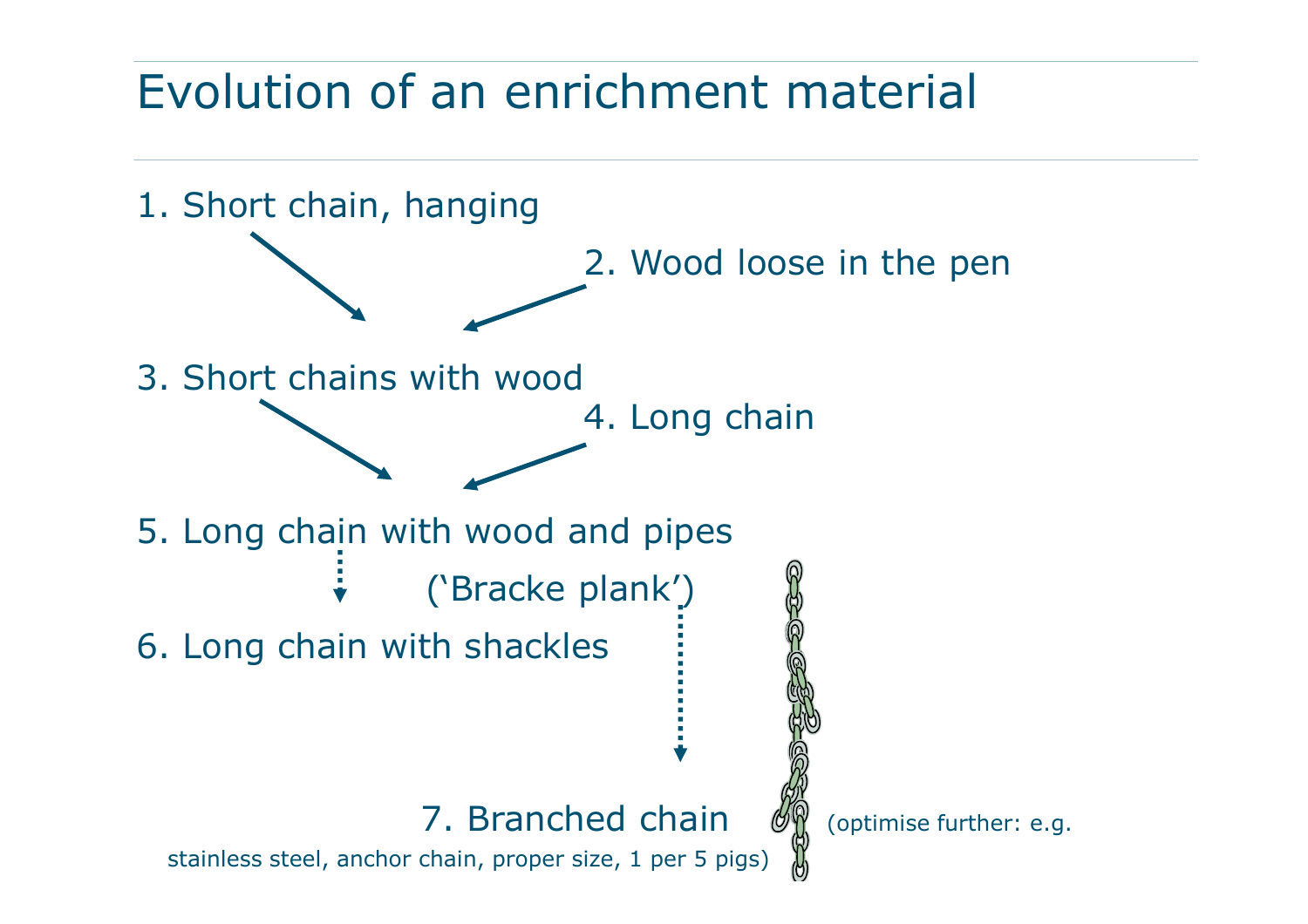# Evolution of an enrichment material

1. Short chain, hanging
2. Wood loose in the pen
3. Short chains with wood
4. Long chain
5. Long chain with wood and pipes ('Bracke plank')
6. Long chain with shackles
7. Branched chain (optimise further: e.g. stainless steel, anchor chain, proper size, 1 per 5 pigs)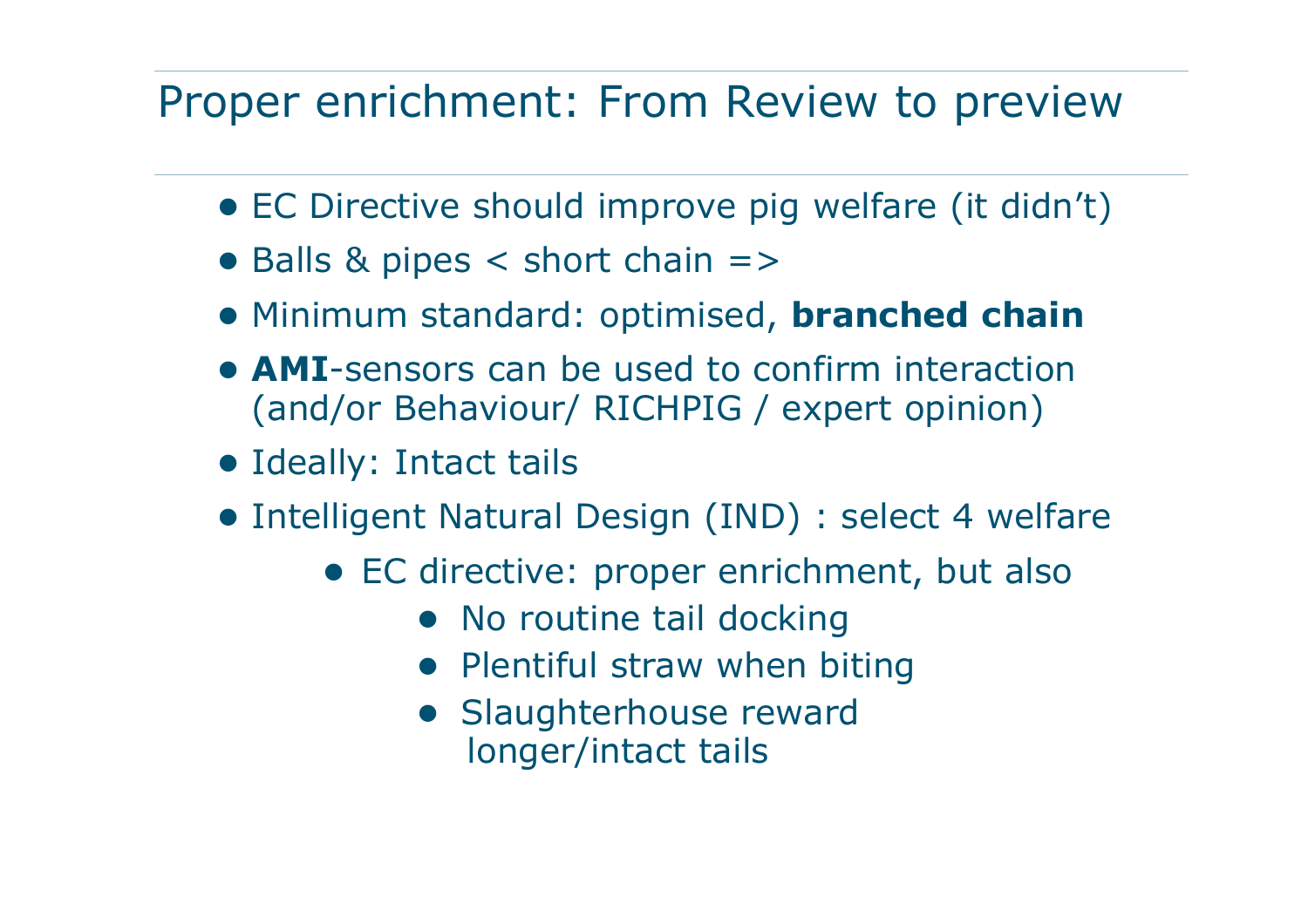# Proper enrichment: From Review to preview

- EC Directive should improve pig welfare (it didn't)
- Balls & pipes < short chain =>
- Minimum standard: optimised, **branched chain**
- **AMI**-sensors can be used to confirm interaction (and/or Behaviour/ RICHPIG / expert opinion)
- Ideally: Intact tails
- Intelligent Natural Design (IND) : select 4 welfare
    - EC directive: proper enrichment, but also
        - No routine tail docking
        - Plentiful straw when biting
        - Slaughterhouse reward longer/intact tails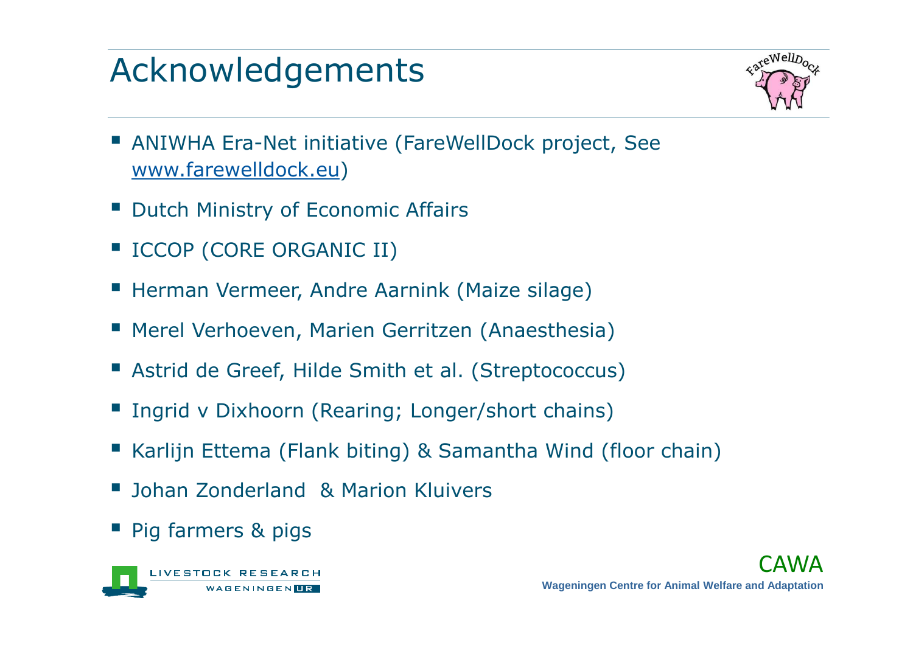# Acknowledgements

- ANIWHA Era-Net initiative (FareWellDock project, See www.farewelldock.eu)
- Dutch Ministry of Economic Affairs
- ICCOP (CORE ORGANIC II)
- Herman Vermeer, Andre Aarnink (Maize silage)
- Merel Verhoeven, Marien Gerritzen (Anaesthesia)
- Astrid de Greef, Hilde Smith et al. (Streptococcus)
- Ingrid v Dixhoorn (Rearing; Longer/short chains)
- Karlijn Ettema (Flank biting) & Samantha Wind (floor chain)
- Johan Zonderland & Marion Kluivers
- Pig farmers & pigs